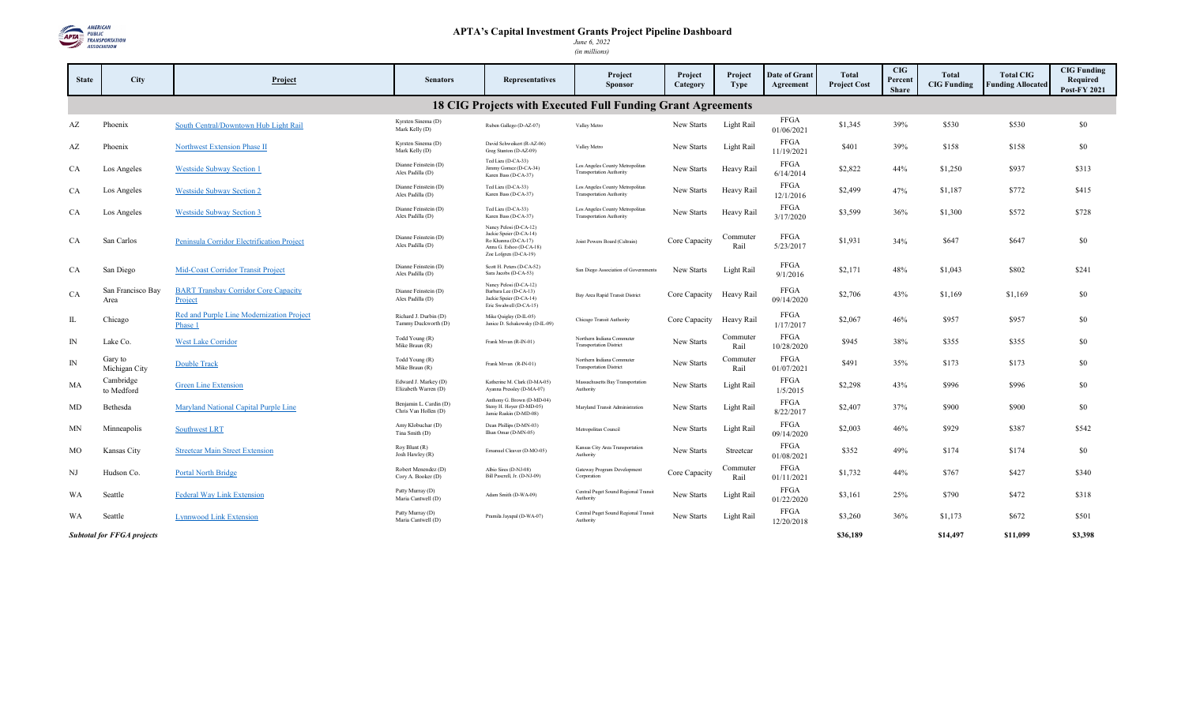# APTA's Capital Investment Grants Project Pipeline Dashboard

*June 6, 2022*

*(in millions)*

| State | City | Project | Senators | Representatives | Project Sponsor | Project Category | Project Type | Date of Grant Agreement | Total Project Cost | CIG Percent Share | Total CIG Funding | Total CIG Funding Allocated | CIG Funding Required Post-FY 2021 |
|---|---|---|---|---|---|---|---|---|---|---|---|---|---|
| **18 CIG Projects with Executed Full Funding Grant Agreements** | | | | | | | | | | | | | |
| AZ | Phoenix | South Central/Downtown Hub Light Rail | Kyrsten Sinema (D) Mark Kelly (D) | Ruben Gallego (D-AZ-07) | Valley Metro | New Starts | Light Rail | FFGA 01/06/2021 | $1,345 | 39% | $530 | $530 | $0 |
| AZ | Phoenix | Northwest Extension Phase II | Kyrsten Sinema (D) Mark Kelly (D) | David Schweikert (R-AZ-06) Greg Stanton (D-AZ-09) | Valley Metro | New Starts | Light Rail | FFGA 11/19/2021 | $401 | 39% | $158 | $158 | $0 |
| CA | Los Angeles | Westside Subway Section 1 | Dianne Feinstein (D) Alex Padilla (D) | Ted Lieu (D-CA-33) Jimmy Gomez (D-CA-34) Karen Bass (D-CA-37) | Los Angeles County Metropolitan Transportation Authority | New Starts | Heavy Rail | FFGA 6/14/2014 | $2,822 | 44% | $1,250 | $937 | $313 |
| CA | Los Angeles | Westside Subway Section 2 | Dianne Feinstein (D) Alex Padilla (D) | Ted Lieu (D-CA-33) Karen Bass (D-CA-37) | Los Angeles County Metropolitan Transportation Authority | New Starts | Heavy Rail | FFGA 12/1/2016 | $2,499 | 47% | $1,187 | $772 | $415 |
| CA | Los Angeles | Westside Subway Section 3 | Dianne Feinstein (D) Alex Padilla (D) | Ted Lieu (D-CA-33) Karen Bass (D-CA-37) | Los Angeles County Metropolitan Transportation Authority | New Starts | Heavy Rail | FFGA 3/17/2020 | $3,599 | 36% | $1,300 | $572 | $728 |
| CA | San Carlos | Peninsula Corridor Electrification Project | Dianne Feinstein (D) Alex Padilla (D) | Nancy Pelosi (D-CA-12) Jackie Speier (D-CA-14) Ro Khanna (D-CA-17) Anna G. Eshoo (D-CA-18) Zoe Lofgren (D-CA-19) | Joint Powers Board (Caltrain) | Core Capacity | Commuter Rail | FFGA 5/23/2017 | $1,931 | 34% | $647 | $647 | $0 |
| CA | San Diego | Mid-Coast Corridor Transit Project | Dianne Feinstein (D) Alex Padilla (D) | Scott H. Peters (D-CA-52) Sara Jacobs (D-CA-53) | San Diego Association of Governments | New Starts | Light Rail | FFGA 9/1/2016 | $2,171 | 48% | $1,043 | $802 | $241 |
| CA | San Francisco Bay Area | BART Transbay Corridor Core Capacity Project | Dianne Feinstein (D) Alex Padilla (D) | Nancy Pelosi (D-CA-12) Barbara Lee (D-CA-13) Jackie Speier (D-CA-14) Eric Swalwell (D-CA-15) | Bay Area Rapid Transit District | Core Capacity | Heavy Rail | FFGA 09/14/2020 | $2,706 | 43% | $1,169 | $1,169 | $0 |
| IL | Chicago | Red and Purple Line Modernization Project Phase 1 | Richard J. Durbin (D) Tammy Duckworth (D) | Mike Quigley (D-IL-05) Janice D. Schakowsky (D-IL-09) | Chicago Transit Authority | Core Capacity | Heavy Rail | FFGA 1/17/2017 | $2,067 | 46% | $957 | $957 | $0 |
| IN | Lake Co. | West Lake Corridor | Todd Young (R) Mike Braun (R) | Frank Mrvan (R-IN-01) | Northern Indiana Commuter Transportation District | New Starts | Commuter Rail | FFGA 10/28/2020 | $945 | 38% | $355 | $355 | $0 |
| IN | Gary to Michigan City | Double Track | Todd Young (R) Mike Braun (R) | Frank Mrvan (R-IN-01) | Northern Indiana Commuter Transportation District | New Starts | Commuter Rail | FFGA 01/07/2021 | $491 | 35% | $173 | $173 | $0 |
| MA | Cambridge to Medford | Green Line Extension | Edward J. Markey (D) Elizabeth Warren (D) | Katherine M. Clark (D-MA-05) Ayanna Pressley (D-MA-07) | Massachusetts Bay Transportation Authority | New Starts | Light Rail | FFGA 1/5/2015 | $2,298 | 43% | $996 | $996 | $0 |
| MD | Bethesda | Maryland National Capital Purple Line | Benjamin L. Cardin (D) Chris Van Hollen (D) | Anthony G. Brown (D-MD-04) Steny H. Hoyer (D-MD-05) Jamie Raskin (D-MD-08) | Maryland Transit Administration | New Starts | Light Rail | FFGA 8/22/2017 | $2,407 | 37% | $900 | $900 | $0 |
| MN | Minneapolis | Southwest LRT | Amy Klobuchar (D) Tina Smith (D) | Dean Phillips (D-MN-03) Ilhan Omar (D-MN-05) | Metropolitan Council | New Starts | Light Rail | FFGA 09/14/2020 | $2,003 | 46% | $929 | $387 | $542 |
| MO | Kansas City | Streetcar Main Street Extension | Roy Blunt (R) Josh Hawley (R) | Emanuel Cleaver (D-MO-05) | Kansas City Area Transportation Authority | New Starts | Streetcar | FFGA 01/08/2021 | $352 | 49% | $174 | $174 | $0 |
| NJ | Hudson Co. | Portal North Bridge | Robert Menendez (D) Cory A. Booker (D) | Albio Sires (D-NJ-08) Bill Pascrell, Jr. (D-NJ-09) | Gateway Program Development Corporation | Core Capacity | Commuter Rail | FFGA 01/11/2021 | $1,732 | 44% | $767 | $427 | $340 |
| WA | Seattle | Federal Way Link Extension | Patty Murray (D) Maria Cantwell (D) | Adam Smith (D-WA-09) | Central Puget Sound Regional Transit Authority | New Starts | Light Rail | FFGA 01/22/2020 | $3,161 | 25% | $790 | $472 | $318 |
| WA | Seattle | Lynnwood Link Extension | Patty Murray (D) Maria Cantwell (D) | Pramila Jayapal (D-WA-07) | Central Puget Sound Regional Transit Authority | New Starts | Light Rail | FFGA 12/20/2018 | $3,260 | 36% | $1,173 | $672 | $501 |
| ***Subtotal for FFGA projects*** | | | | | | | | | **$36,189** | | **$14,497** | **$11,099** | **$3,398** |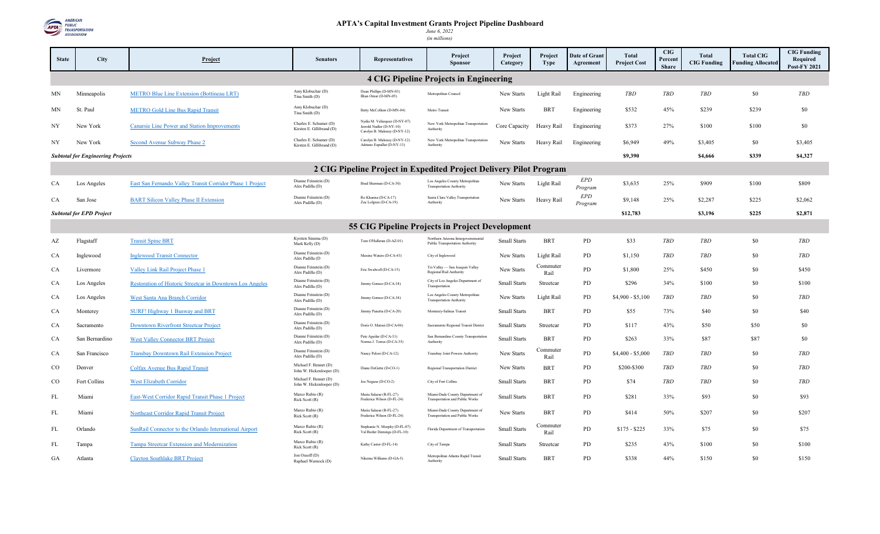# APTA's Capital Investment Grants Project Pipeline Dashboard

*June 6, 2022*

*(in millions)*

| State | City | Project | Senators | Representatives | Project Sponsor | Project Category | Project Type | Date of Grant Agreement | Total Project Cost | CIG Percent Share | Total CIG Funding | Total CIG Funding Allocated | CIG Funding Required Post-FY 2021 |
|---|---|---|---|---|---|---|---|---|---|---|---|---|---|
| **4 CIG Pipeline Projects in Engineering** | | | | | | | | | | | | | |
| MN | Minneapolis | METRO Blue Line Extension (Bottineau LRT) | Amy Klobuchar (D) Tina Smith (D) | Dean Phillips (D-MN-03) Ilhan Omar (D-MN-05) | Metropolitan Council | New Starts | Light Rail | Engineering | *TBD* | *TBD* | *TBD* | $0 | *TBD* |
| MN | St. Paul | METRO Gold Line Bus Rapid Transit | Amy Klobuchar (D) Tina Smith (D) | Betty McCollum (D-MN-04) | Metro Transit | New Starts | BRT | Engineering | $532 | 45% | $239 | $239 | $0 |
| NY | New York | Canarsie Line Power and Station Improvements | Charles E. Schumer (D) Kirsten E. Gillibrand (D) | Nydia M. Velázquez (D-NY-07) Jerrold Nadler (D-NY-10) Carolyn B. Maloney (D-NY-12) | New York Metropolitan Transportation Authority | Core Capacity | Heavy Rail | Engineering | $373 | 27% | $100 | $100 | $0 |
| NY | New York | Second Avenue Subway Phase 2 | Charles E. Schumer (D) Kirsten E. Gillibrand (D) | Carolyn B. Maloney (D-NY-12) Adriano Espaillat (D-NY-13) | New York Metropolitan Transportation Authority | New Starts | Heavy Rail | Engineering | $6,949 | 49% | $3,405 | $0 | $3,405 |
| ***Subtotal for Engineering Projects*** | | | | | | | | | **$9,390** | | **$4,666** | **$339** | **$4,327** |
| **2 CIG Pipeline Project in Expedited Project Delivery Pilot Program** | | | | | | | | | | | | | |
| CA | Los Angeles | East San Fernando Valley Transit Corridor Phase 1 Project | Dianne Feinstein (D) Alex Padilla (D) | Brad Sherman (D-CA-30) | Los Angeles County Metropolitan Transportation Authority | New Starts | Light Rail | *EPD Program* | $3,635 | 25% | $909 | $100 | $809 |
| CA | San Jose | BART Silicon Valley Phase II Extension | Dianne Feinstein (D) Alex Padilla (D) | Ro Khanna (D-CA-17) Zoe Lofgren (D-CA-19) | Santa Clara Valley Transportation Authority | New Starts | Heavy Rail | *EPD Program* | $9,148 | 25% | $2,287 | $225 | $2,062 |
| ***Subtotal for EPD Project*** | | | | | | | | | **$12,783** | | **$3,196** | **$225** | **$2,871** |
| **55 CIG Pipeline Projects in Project Development** | | | | | | | | | | | | | |
| AZ | Flagstaff | Transit Spine BRT | Kyrsten Sinema (D) Mark Kelly (D) | Tom O'Halleran (D-AZ-01) | Northern Arizona Intergovernmental Public Transportation Authority | Small Starts | BRT | PD | $33 | *TBD* | *TBD* | $0 | *TBD* |
| CA | Inglewood | Inglewood Transit Connector | Dianne Feinstein (D) Alex Padilla (D | Maxine Waters (D-CA-43) | City of Inglewood | New Starts | Light Rail | PD | $1,150 | *TBD* | *TBD* | $0 | *TBD* |
| CA | Livermore | Valley Link Rail Project Phase 1 | Dianne Feinstein (D) Alex Padilla (D) | Eric Swalwell (D-CA-15) | Tri-Valley — San Joaquin Valley Regional Rail Authority | New Starts | Commuter Rail | PD | $1,800 | 25% | $450 | $0 | $450 |
| CA | Los Angeles | Restoration of Historic Streetcar in Downtown Los Angeles | Dianne Feinstein (D) Alex Padilla (D) | Jimmy Gomez (D-CA-34) | City of Los Angeles Department of Transportation | Small Starts | Streetcar | PD | $296 | 34% | $100 | $0 | $100 |
| CA | Los Angeles | West Santa Ana Branch Corridor | Dianne Feinstein (D) Alex Padilla (D) | Jimmy Gomez (D-CA-34) | Los Angeles County Metropolitan Transportation Authority | New Starts | Light Rail | PD | $4,900 - $5,100 | *TBD* | *TBD* | $0 | *TBD* |
| CA | Monterey | SURF! Highway 1 Busway and BRT | Dianne Feinstein (D) Alex Padilla (D) | Jimmy Panetta (D-CA-20) | Monterey-Salinas Transit | Small Starts | BRT | PD | $55 | 73% | $40 | $0 | $40 |
| CA | Sacramento | Downtown Riverfront Streetcar Project | Dianne Feinstein (D) Alex Padilla (D) | Doris O. Matsui (D-CA-06) | Sacramento Regional Transit District | Small Starts | Streetcar | PD | $117 | 43% | $50 | $50 | $0 |
| CA | San Bernardino | West Valley Connector BRT Project | Dianne Feinstein (D) Alex Padilla (D) | Pete Aguilar (D-CA-31) Norma J. Torres (D-CA-35) | San Bernardino County Transportation Authority | Small Starts | BRT | PD | $263 | 33% | $87 | $87 | $0 |
| CA | San Francisco | Transbay Downtown Rail Extension Project | Dianne Feinstein (D) Alex Padilla (D) | Nancy Pelosi (D-CA-12) | Transbay Joint Powers Authority | New Starts | Commuter Rail | PD | $4,400 - $5,000 | *TBD* | *TBD* | $0 | *TBD* |
| CO | Denver | Colfax Avenue Bus Rapid Transit | Michael F. Bennet (D) John W. Hickenlooper (D) | Diane DeGette (D-CO-1) | Regional Transportation District | New Starts | BRT | PD | $200-$300 | *TBD* | *TBD* | $0 | *TBD* |
| CO | Fort Collins | West Elizabeth Corridor | Michael F. Bennet (D) John W. Hickenlooper (D) | Joe Neguse (D-CO-2) | City of Fort Collins | Small Starts | BRT | PD | $74 | *TBD* | *TBD* | $0 | *TBD* |
| FL | Miami | East-West Corridor Rapid Transit Project Phase 1 Project | Marco Rubio (R) Rick Scott (R) | Maria Salazar (R-FL-27) Frederica Wilson (D-FL-24) | Miami-Dade County Department of Transportation and Public Works | Small Starts | BRT | PD | $281 | 33% | $93 | $0 | $93 |
| FL | Miami | Northeast Corridor Rapid Transit Project | Marco Rubio (R) Rick Scott (R) | Maria Salazar (R-FL-27) Frederica Wilson (D-FL-24) | Miami-Dade County Department of Transportation and Public Works | New Starts | BRT | PD | $414 | 50% | $207 | $0 | $207 |
| FL | Orlando | SunRail Connector to the Orlando International Airport | Marco Rubio (R) Rick Scott (R) | Stephanie N. Murphy (D-FL-07) Val Butler Demings (D-FL-10) | Florida Department of Transportation | Small Starts | Commuter Rail | PD | $175 - $225 | 33% | $75 | $0 | $75 |
| FL | Tampa | Tampa Streetcar Extension and Modernization | Marco Rubio (R) Rick Scott (R) | Kathy Castor (D-FL-14) | City of Tampa | Small Starts | Streetcar | PD | $235 | 43% | $100 | $0 | $100 |
| GA | Atlanta | Clayton Southlake BRT Project | Jon Ossoff (D) Raphael Warnock (D) | Nikema Williams (D-GA-5) | Metropolitan Atlanta Rapid Transit Authority | Small Starts | BRT | PD | $338 | 44% | $150 | $0 | $150 |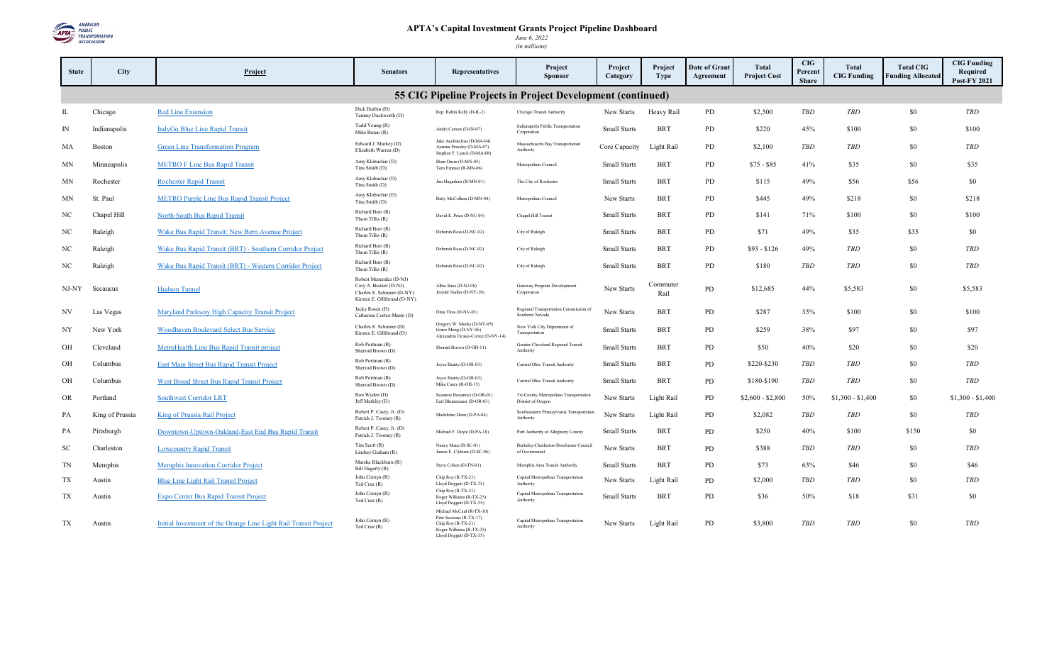# APTA's Capital Investment Grants Project Pipeline Dashboard

*June 6, 2022*

*(in millions)*

| State | City | Project | Senators | Representatives | Project Sponsor | Project Category | Project Type | Date of Grant Agreement | Total Project Cost | CIG Percent Share | Total CIG Funding | Total CIG Funding Allocated | CIG Funding Required Post-FY 2021 |
|---|---|---|---|---|---|---|---|---|---|---|---|---|---|
| **55 CIG Pipeline Projects in Project Development (continued)** | | | | | | | | | | | | | |
| IL | Chicago | Red Line Extension | Dick Durbin (D) Tammy Duckworth (D) | Rep. Robin Kelly (D-IL-2) | Chicago Transit Authority | New Starts | Heavy Rail | PD | $2,500 | TBD | TBD | $0 | TBD |
| IN | Indianapolis | IndyGo Blue Line Rapid Transit | Todd Young (R) Mike Braun (R) | André Carson (D-IN-07) | Indianapolis Public Transportation Corporation | Small Starts | BRT | PD | $220 | 45% | $100 | $0 | $100 |
| MA | Boston | Green Line Transformation Program | Edward J. Markey (D) Elizabeth Warren (D) | Jake Auchincloss (D-MA-04) Ayanna Pressley (D-MA-07) Stephen F. Lynch (D-MA-08) | Massachusetts Bay Transportation Authority | Core Capacity | Light Rail | PD | $2,100 | TBD | TBD | $0 | TBD |
| MN | Minneapolis | METRO F Line Bus Rapid Transit | Amy Klobuchar (D) Tina Smith (D) | Ilhan Omar (D-MN-05) Tom Emmer (R-MN-06) | Metropolitan Council | Small Starts | BRT | PD | $75 - $85 | 41% | $35 | $0 | $35 |
| MN | Rochester | Rochester Rapid Transit | Amy Klobuchar (D) Tina Smith (D) | Jim Hagedorn (R-MN-01) | The City of Rochester | Small Starts | BRT | PD | $115 | 49% | $56 | $56 | $0 |
| MN | St. Paul | METRO Purple Line Bus Rapid Transit Project | Amy Klobuchar (D) Tina Smith (D) | Betty McCollum (D-MN-04) | Metropolitan Council | New Starts | BRT | PD | $445 | 49% | $218 | $0 | $218 |
| NC | Chapel Hill | North-South Bus Rapid Transit | Richard Burr (R) Thom Tillis (R) | David E. Price (D-NC-04) | Chapel Hill Transit | Small Starts | BRT | PD | $141 | 71% | $100 | $0 | $100 |
| NC | Raleigh | Wake Bus Rapid Transit: New Bern Avenue Project | Richard Burr (R) Thom Tillis (R) | Deborah Ross (D-NC-02) | City of Raleigh | Small Starts | BRT | PD | $71 | 49% | $35 | $35 | $0 |
| NC | Raleigh | Wake Bus Rapid Transit (BRT) - Southern Corridor Project | Richard Burr (R) Thom Tillis (R) | Deborah Ross (D-NC-02) | City of Raleigh | Small Starts | BRT | PD | $93 - $126 | 49% | TBD | $0 | TBD |
| NC | Raleigh | Wake Bus Rapid Transit (BRT) - Western Corridor Project | Richard Burr (R) Thom Tillis (R) | Deborah Ross (D-NC-02) | City of Raleigh | Small Starts | BRT | PD | $180 | TBD | TBD | $0 | TBD |
| NJ-NY | Secaucus | Hudson Tunnel | Robert Menendez (D-NJ) Cory A. Booker (D-NJ) Charles E. Schumer (D-NY) Kirsten E. Gillibrand (D-NY) | Albio Sires (D-NJ-08) Jerrold Nadler (D-NY-10) | Gateway Program Development Corporation | New Starts | Commuter Rail | PD | $12,685 | 44% | $5,583 | $0 | $5,583 |
| NV | Las Vegas | Maryland Parkway High Capacity Transit Project | Jacky Rosen (D) Catherine Cortez-Masto (D) | Dina Titus (D-NV-01) | Regional Transportation Commission of Southern Nevada | New Starts | BRT | PD | $287 | 35% | $100 | $0 | $100 |
| NY | New York | Woodhaven Boulevard Select Bus Service | Charles E. Schumer (D) Kirsten E. Gillibrand (D) | Gregory W. Meeks (D-NY-05) Grace Meng (D-NY-06) Alexandria Ocasio-Cortez (D-NY-14) | New York City Department of Transportation | Small Starts | BRT | PD | $259 | 38% | $97 | $0 | $97 |
| OH | Cleveland | MetroHealth Line Bus Rapid Transit project | Rob Portman (R) Sherrod Brown (D) | Shontel Brown (D-OH-11) | Greater Cleveland Regional Transit Authority | Small Starts | BRT | PD | $50 | 40% | $20 | $0 | $20 |
| OH | Columbus | East Main Street Bus Rapid Transit Project | Rob Portman (R) Sherrod Brown (D) | Joyce Beatty (D-OH-03) | Central Ohio Transit Authority | Small Starts | BRT | PD | $220-$230 | TBD | TBD | $0 | TBD |
| OH | Columbus | West Broad Street Bus Rapid Transit Project | Rob Portman (R) Sherrod Brown (D) | Joyce Beatty (D-OH-03) Mike Carey (R-OH-15) | Central Ohio Transit Authority | Small Starts | BRT | PD | $180-$190 | TBD | TBD | $0 | TBD |
| OR | Portland | Southwest Corridor LRT | Ron Wyden (D) Jeff Merkley (D) | Suzanne Bonamici (D-OR-01) Earl Blumenauer (D-OR-03) | Tri-County Metropolitan Transportation District of Oregon | New Starts | Light Rail | PD | $2,600 - $2,800 | 50% | $1,300 - $1,400 | $0 | $1,300 - $1,400 |
| PA | King of Prussia | King of Prussia Rail Project | Robert P. Casey, Jr. (D) Patrick J. Toomey (R) | Madeleine Dean (D-PA-04) | Southeastern Pennsylvania Transportation Authority | New Starts | Light Rail | PD | $2,082 | TBD | TBD | $0 | TBD |
| PA | Pittsburgh | Downtown-Uptown-Oakland-East End Bus Rapid Transit | Robert P. Casey, Jr. (D) Patrick J. Toomey (R) | Michael F. Doyle (D-PA-18) | Port Authority of Allegheny County | Small Starts | BRT | PD | $250 | 40% | $100 | $150 | $0 |
| SC | Charleston | Lowcountry Rapid Transit | Tim Scott (R) Lindsey Graham (R) | Nancy Mace (R-SC-01) James E. Clyburn (D-SC-06) | Berkeley-Charleston-Dorchester Council of Government | New Starts | BRT | PD | $388 | TBD | TBD | $0 | TBD |
| TN | Memphis | Memphis Innovation Corridor Project | Marsha Blackburn (R) Bill Hagerty (R) | Steve Cohen (D-TN-01) | Memphis Area Transit Authority | Small Starts | BRT | PD | $73 | 63% | $46 | $0 | $46 |
| TX | Austin | Blue Line Light Rail Transit Project | John Cornyn (R) Ted Cruz (R) | Chip Roy (R-TX-21) Lloyd Doggett (D-TX-35) | Capital Metropolitan Transportation Authority | New Starts | Light Rail | PD | $2,000 | TBD | TBD | $0 | TBD |
| TX | Austin | Expo Center Bus Rapid Transit Project | John Cornyn (R) Ted Cruz (R) | Chip Roy (R-TX-21) Roger Williams (R-TX-25) Lloyd Doggett (D-TX-35) | Capital Metropolitan Transportation Authority | Small Starts | BRT | PD | $36 | 50% | $18 | $31 | $0 |
| TX | Austin | Initial Investment of the Orange Line Light Rail Transit Project | John Cornyn (R) Ted Cruz (R) | Michael McCaul (R-TX-10) Pete Sessions (R-TX-17) Chip Roy (R-TX-21) Roger Williams (R-TX-25) Lloyd Doggett (D-TX-35) | Capital Metropolitan Transportation Authority | New Starts | Light Rail | PD | $3,800 | TBD | TBD | $0 | TBD |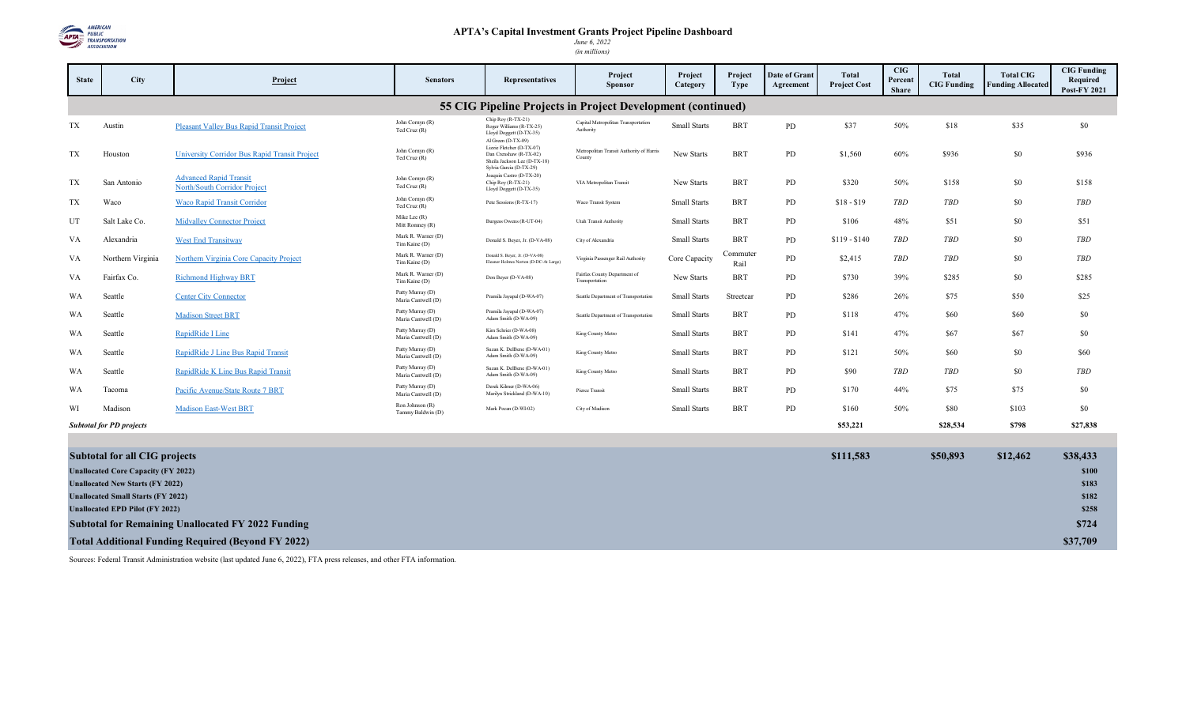# APTA's Capital Investment Grants Project Pipeline Dashboard

*June 6, 2022*

*(in millions)*

| State | City | Project | Senators | Representatives | Project Sponsor | Project Category | Project Type | Date of Grant Agreement | Total Project Cost | CIG Percent Share | Total CIG Funding | Total CIG Funding Allocated | CIG Funding Required Post-FY 2021 |
|---|---|---|---|---|---|---|---|---|---|---|---|---|---|
| **55 CIG Pipeline Projects in Project Development (continued)** | | | | | | | | | | | | | |
| TX | Austin | Pleasant Valley Bus Rapid Transit Project | John Cornyn (R) Ted Cruz (R) | Chip Roy (R-TX-21) Roger Williams (R-TX-25) Lloyd Doggett (D-TX-35) | Capital Metropolitan Transportation Authority | Small Starts | BRT | PD | $37 | 50% | $18 | $35 | $0 |
| TX | Houston | University Corridor Bus Rapid Transit Project | John Cornyn (R) Ted Cruz (R) | Al Green (D-TX-09) Lizzie Fletcher (D-TX-07) Dan Crenshaw (R-TX-02) Sheila Jackson Lee (D-TX-18) Sylvia Garcia (D-TX-29) | Metropolitan Transit Authority of Harris County | New Starts | BRT | PD | $1,560 | 60% | $936 | $0 | $936 |
| TX | San Antonio | Advanced Rapid Transit North/South Corridor Project | John Cornyn (R) Ted Cruz (R) | Joaquin Castro (D-TX-20) Chip Roy (R-TX-21) Lloyd Doggett (D-TX-35) | VIA Metropolitan Transit | New Starts | BRT | PD | $320 | 50% | $158 | $0 | $158 |
| TX | Waco | Waco Rapid Transit Corridor | John Cornyn (R) Ted Cruz (R) | Pete Sessions (R-TX-17) | Waco Transit System | Small Starts | BRT | PD | $18 - $19 | *TBD* | *TBD* | $0 | *TBD* |
| UT | Salt Lake Co. | Midvalley Connector Project | Mike Lee (R) Mitt Romney (R) | Burgess Owens (R-UT-04) | Utah Transit Authority | Small Starts | BRT | PD | $106 | 48% | $51 | $0 | $51 |
| VA | Alexandria | West End Transitway | Mark R. Warner (D) Tim Kaine (D) | Donald S. Beyer, Jr. (D-VA-08) | City of Alexandria | Small Starts | BRT | PD | $119 - $140 | *TBD* | *TBD* | $0 | *TBD* |
| VA | Northern Virginia | Northern Virginia Core Capacity Project | Mark R. Warner (D) Tim Kaine (D) | Donald S. Beyer, Jr. (D-VA-08) Eleanor Holmes Norton (D-DC-At Large) | Virginia Passenger Rail Authority | Core Capacity | Commuter Rail | PD | $2,415 | *TBD* | *TBD* | $0 | *TBD* |
| VA | Fairfax Co. | Richmond Highway BRT | Mark R. Warner (D) Tim Kaine (D) | Don Beyer (D-VA-08) | Fairfax County Department of Transportation | New Starts | BRT | PD | $730 | 39% | $285 | $0 | $285 |
| WA | Seattle | Center City Connector | Patty Murray (D) Maria Cantwell (D) | Pramila Jayapal (D-WA-07) | Seattle Department of Transportation | Small Starts | Streetcar | PD | $286 | 26% | $75 | $50 | $25 |
| WA | Seattle | Madison Street BRT | Patty Murray (D) Maria Cantwell (D) | Pramila Jayapal (D-WA-07) Adam Smith (D-WA-09) | Seattle Department of Transportation | Small Starts | BRT | PD | $118 | 47% | $60 | $60 | $0 |
| WA | Seattle | RapidRide I Line | Patty Murray (D) Maria Cantwell (D) | Kim Schrier (D-WA-08) Adam Smith (D-WA-09) | King County Metro | Small Starts | BRT | PD | $141 | 47% | $67 | $67 | $0 |
| WA | Seattle | RapidRide J Line Bus Rapid Transit | Patty Murray (D) Maria Cantwell (D) | Suzan K. DelBene (D-WA-01) Adam Smith (D-WA-09) | King County Metro | Small Starts | BRT | PD | $121 | 50% | $60 | $0 | $60 |
| WA | Seattle | RapidRide K Line Bus Rapid Transit | Patty Murray (D) Maria Cantwell (D) | Suzan K. DelBene (D-WA-01) Adam Smith (D-WA-09) | King County Metro | Small Starts | BRT | PD | $90 | *TBD* | *TBD* | $0 | *TBD* |
| WA | Tacoma | Pacific Avenue/State Route 7 BRT | Patty Murray (D) Maria Cantwell (D) | Derek Kilmer (D-WA-06) Marilyn Strickland (D-WA-10) | Pierce Transit | Small Starts | BRT | PD | $170 | 44% | $75 | $75 | $0 |
| WI | Madison | Madison East-West BRT | Ron Johnson (R) Tammy Baldwin (D) | Mark Pocan (D-WI-02) | City of Madison | Small Starts | BRT | PD | $160 | 50% | $80 | $103 | $0 |
| ***Subtotal for PD projects*** | | | | | | | | | **$53,221** | | **$28,534** | **$798** | **$27,838** |
| | | | | | | | | | | | | | |
| **Subtotal for all CIG projects** | | | | | | | | | **$111,583** | | **$50,893** | **$12,462** | **$38,433** |
| **Unallocated Core Capacity (FY 2022)** | | | | | | | | | | | | | **$100** |
| **Unallocated New Starts (FY 2022)** | | | | | | | | | | | | | **$183** |
| **Unallocated Small Starts (FY 2022)** | | | | | | | | | | | | | **$182** |
| **Unallocated EPD Pilot (FY 2022)** | | | | | | | | | | | | | **$258** |
| **Subtotal for Remaining Unallocated FY 2022 Funding** | | | | | | | | | | | | | **$724** |
| **Total Additional Funding Required (Beyond FY 2022)** | | | | | | | | | | | | | **$37,709** |

Sources: Federal Transit Administration website (last updated June 6, 2022), FTA press releases, and other FTA information.